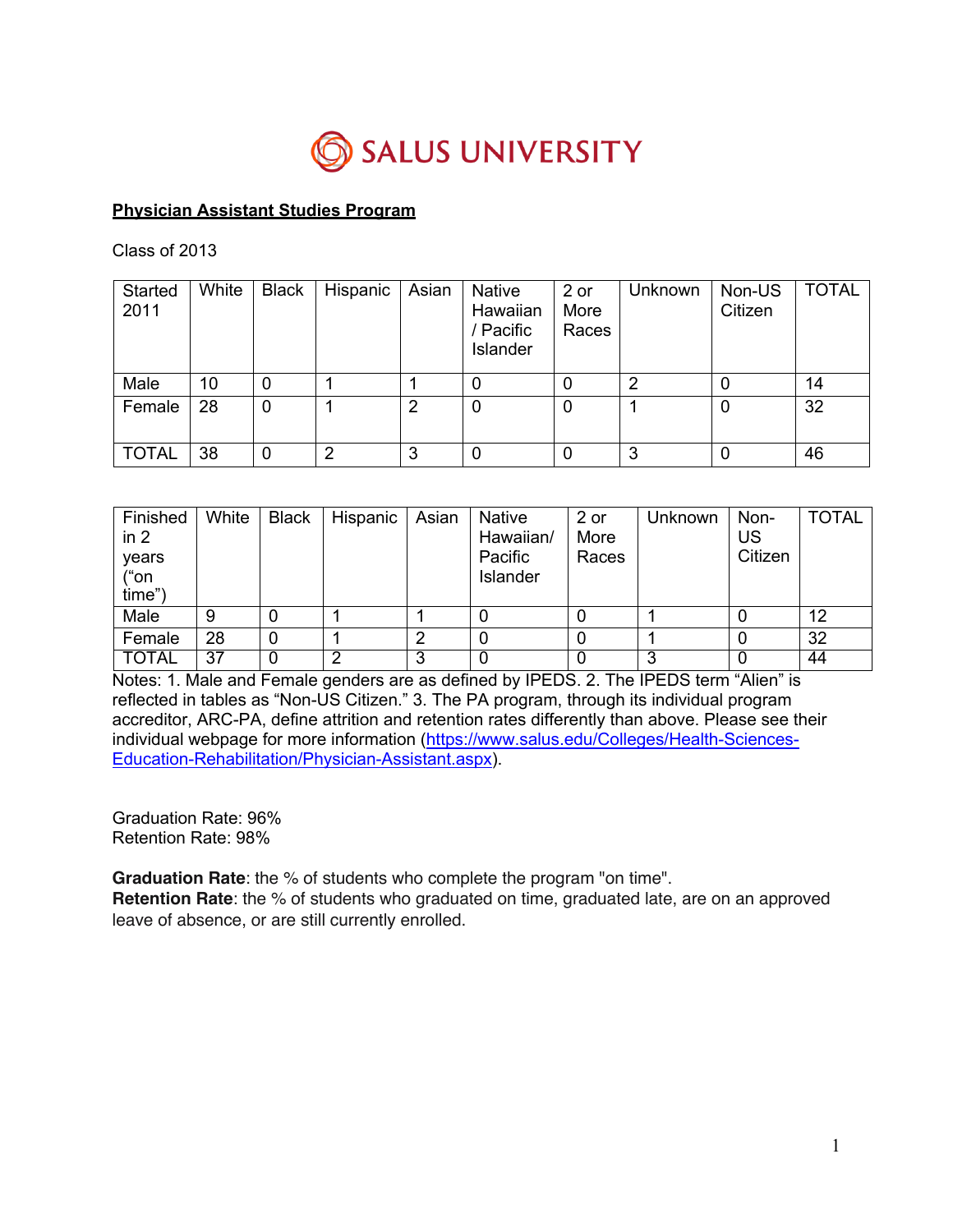# SALUS UNIVERSITY

**Physician Assistant Studies Program**

Class of 2013

| Started 2011 | White | Black | Hispanic | Asian | Native Hawaiian / Pacific Islander | 2 or More Races | Unknown | Non-US Citizen | TOTAL |
|---|---|---|---|---|---|---|---|---|---|
| Male | 10 | 0 | 1 | 1 | 0 | 0 | 2 | 0 | 14 |
| Female | 28 | 0 | 1 | 2 | 0 | 0 | 1 | 0 | 32 |
| TOTAL | 38 | 0 | 2 | 3 | 0 | 0 | 3 | 0 | 46 |

| Finished in 2 years ("on time") | White | Black | Hispanic | Asian | Native Hawaiian/ Pacific Islander | 2 or More Races | Unknown | Non-US Citizen | TOTAL |
|---|---|---|---|---|---|---|---|---|---|
| Male | 9 | 0 | 1 | 1 | 0 | 0 | 1 | 0 | 12 |
| Female | 28 | 0 | 1 | 2 | 0 | 0 | 1 | 0 | 32 |
| TOTAL | 37 | 0 | 2 | 3 | 0 | 0 | 3 | 0 | 44 |

Notes: 1. Male and Female genders are as defined by IPEDS. 2. The IPEDS term "Alien" is reflected in tables as "Non-US Citizen." 3. The PA program, through its individual program accreditor, ARC-PA, define attrition and retention rates differently than above. Please see their individual webpage for more information (https://www.salus.edu/Colleges/Health-Sciences-Education-Rehabilitation/Physician-Assistant.aspx).

Graduation Rate: 96%
Retention Rate: 98%

**Graduation Rate**: the % of students who complete the program "on time".
**Retention Rate**: the % of students who graduated on time, graduated late, are on an approved leave of absence, or are still currently enrolled.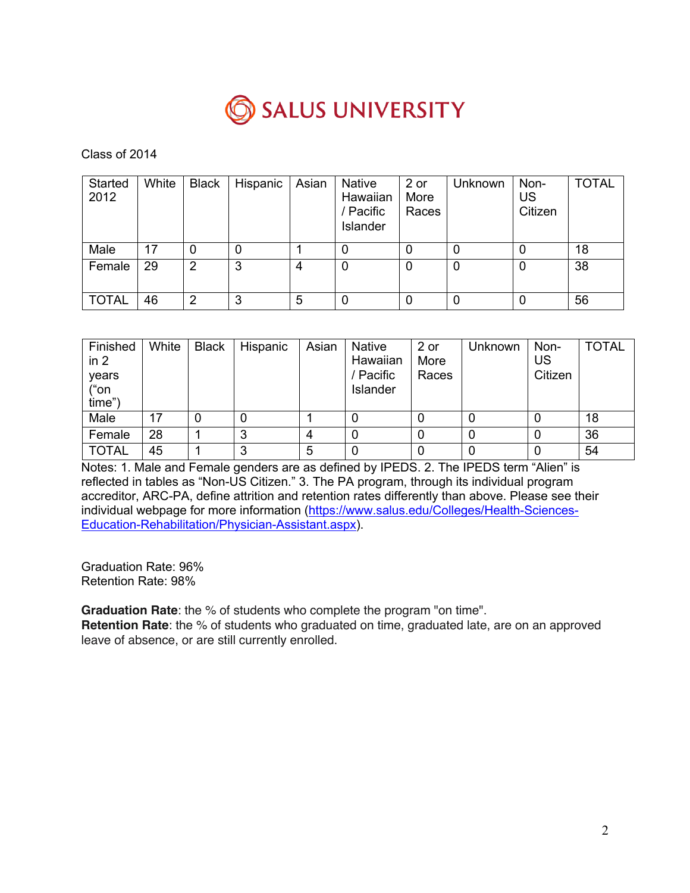# SALUS UNIVERSITY

Class of 2014

| Started 2012 | White | Black | Hispanic | Asian | Native Hawaiian / Pacific Islander | 2 or More Races | Unknown | Non-US Citizen | TOTAL |
|---|---|---|---|---|---|---|---|---|---|
| Male | 17 | 0 | 0 | 1 | 0 | 0 | 0 | 0 | 18 |
| Female | 29 | 2 | 3 | 4 | 0 | 0 | 0 | 0 | 38 |
| TOTAL | 46 | 2 | 3 | 5 | 0 | 0 | 0 | 0 | 56 |

| Finished in 2 years ("on time") | White | Black | Hispanic | Asian | Native Hawaiian / Pacific Islander | 2 or More Races | Unknown | Non-US Citizen | TOTAL |
|---|---|---|---|---|---|---|---|---|---|
| Male | 17 | 0 | 0 | 1 | 0 | 0 | 0 | 0 | 18 |
| Female | 28 | 1 | 3 | 4 | 0 | 0 | 0 | 0 | 36 |
| TOTAL | 45 | 1 | 3 | 5 | 0 | 0 | 0 | 0 | 54 |

Notes: 1. Male and Female genders are as defined by IPEDS. 2. The IPEDS term "Alien" is reflected in tables as "Non-US Citizen." 3. The PA program, through its individual program accreditor, ARC-PA, define attrition and retention rates differently than above. Please see their individual webpage for more information (https://www.salus.edu/Colleges/Health-Sciences-Education-Rehabilitation/Physician-Assistant.aspx).

Graduation Rate: 96%
Retention Rate: 98%

**Graduation Rate**: the % of students who complete the program "on time".
**Retention Rate**: the % of students who graduated on time, graduated late, are on an approved leave of absence, or are still currently enrolled.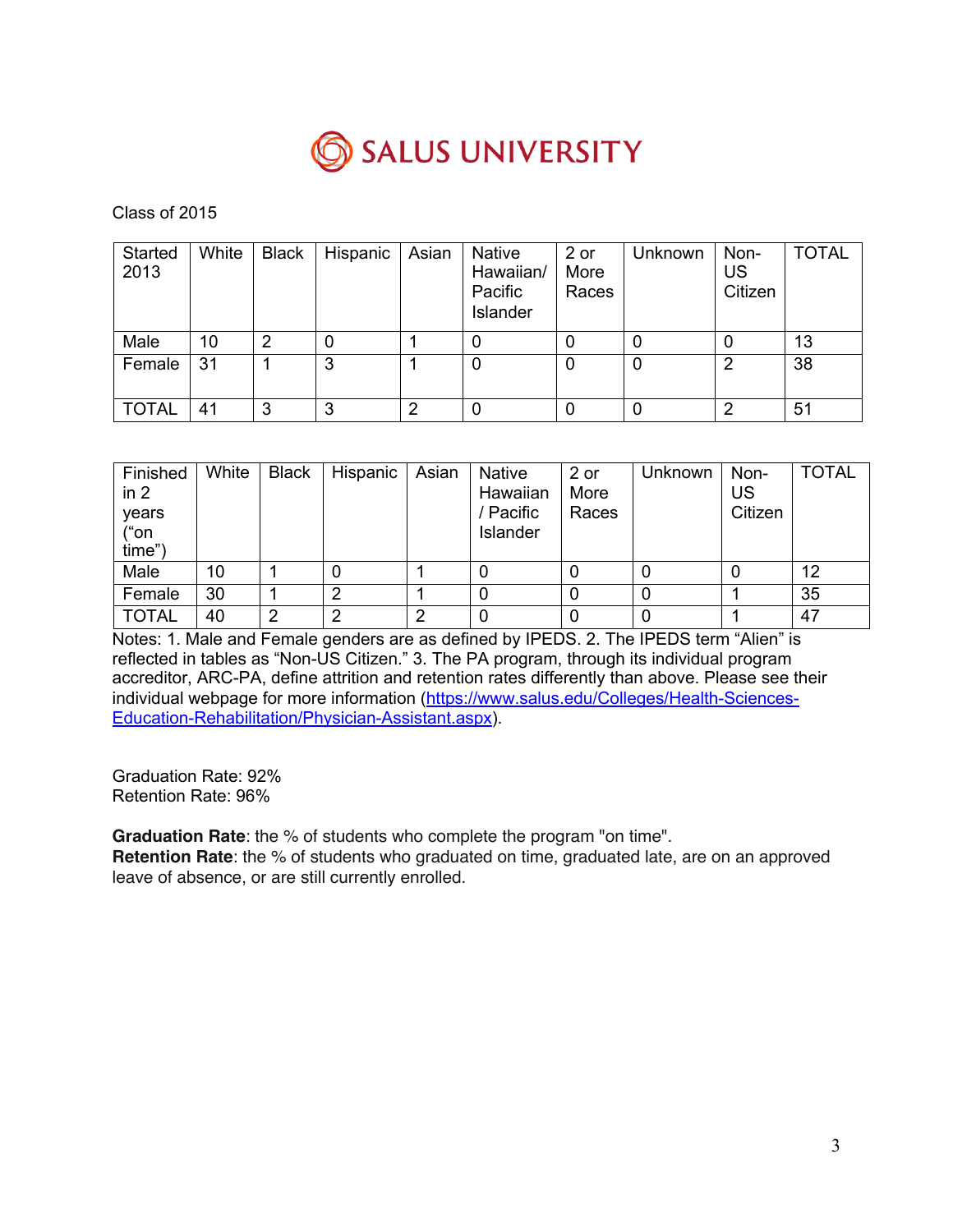SALUS UNIVERSITY

Class of 2015

| Started 2013 | White | Black | Hispanic | Asian | Native Hawaiian/ Pacific Islander | 2 or More Races | Unknown | Non-US Citizen | TOTAL |
|---|---|---|---|---|---|---|---|---|---|
| Male | 10 | 2 | 0 | 1 | 0 | 0 | 0 | 0 | 13 |
| Female | 31 | 1 | 3 | 1 | 0 | 0 | 0 | 2 | 38 |
| TOTAL | 41 | 3 | 3 | 2 | 0 | 0 | 0 | 2 | 51 |

| Finished in 2 years (“on time”) | White | Black | Hispanic | Asian | Native Hawaiian / Pacific Islander | 2 or More Races | Unknown | Non-US Citizen | TOTAL |
|---|---|---|---|---|---|---|---|---|---|
| Male | 10 | 1 | 0 | 1 | 0 | 0 | 0 | 0 | 12 |
| Female | 30 | 1 | 2 | 1 | 0 | 0 | 0 | 1 | 35 |
| TOTAL | 40 | 2 | 2 | 2 | 0 | 0 | 0 | 1 | 47 |

Notes: 1. Male and Female genders are as defined by IPEDS. 2. The IPEDS term “Alien” is reflected in tables as “Non-US Citizen.” 3. The PA program, through its individual program accreditor, ARC-PA, define attrition and retention rates differently than above. Please see their individual webpage for more information (https://www.salus.edu/Colleges/Health-Sciences-Education-Rehabilitation/Physician-Assistant.aspx).

Graduation Rate: 92%
Retention Rate: 96%

**Graduation Rate**: the % of students who complete the program "on time".
**Retention Rate**: the % of students who graduated on time, graduated late, are on an approved leave of absence, or are still currently enrolled.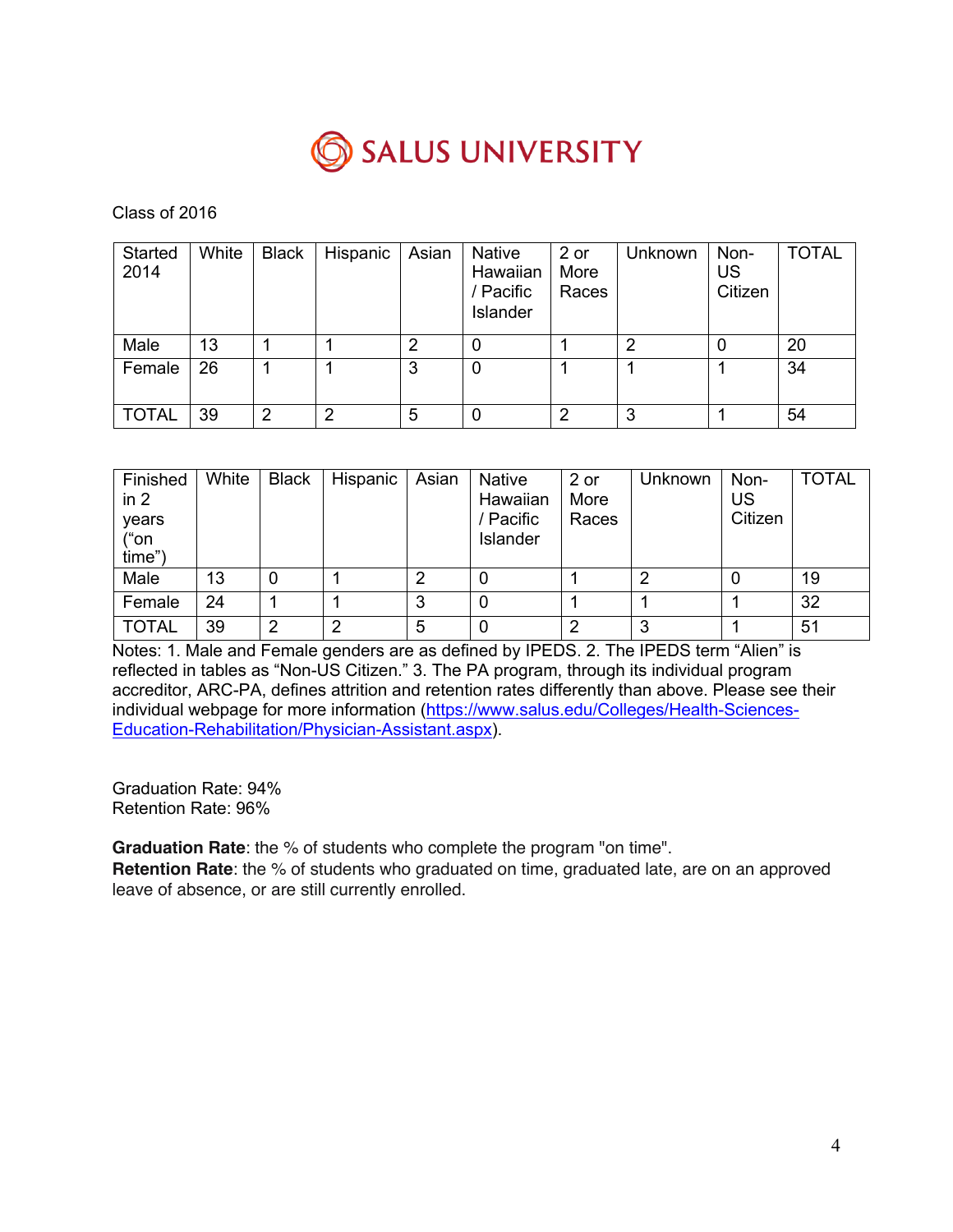# SALUS UNIVERSITY

Class of 2016

| Started 2014 | White | Black | Hispanic | Asian | Native Hawaiian / Pacific Islander | 2 or More Races | Unknown | Non-US Citizen | TOTAL |
|---|---|---|---|---|---|---|---|---|---|
| Male | 13 | 1 | 1 | 2 | 0 | 1 | 2 | 0 | 20 |
| Female | 26 | 1 | 1 | 3 | 0 | 1 | 1 | 1 | 34 |
| TOTAL | 39 | 2 | 2 | 5 | 0 | 2 | 3 | 1 | 54 |

| Finished in 2 years ("on time") | White | Black | Hispanic | Asian | Native Hawaiian / Pacific Islander | 2 or More Races | Unknown | Non-US Citizen | TOTAL |
|---|---|---|---|---|---|---|---|---|---|
| Male | 13 | 0 | 1 | 2 | 0 | 1 | 2 | 0 | 19 |
| Female | 24 | 1 | 1 | 3 | 0 | 1 | 1 | 1 | 32 |
| TOTAL | 39 | 2 | 2 | 5 | 0 | 2 | 3 | 1 | 51 |

Notes: 1. Male and Female genders are as defined by IPEDS. 2. The IPEDS term "Alien" is reflected in tables as "Non-US Citizen." 3. The PA program, through its individual program accreditor, ARC-PA, defines attrition and retention rates differently than above. Please see their individual webpage for more information (https://www.salus.edu/Colleges/Health-Sciences-Education-Rehabilitation/Physician-Assistant.aspx).

Graduation Rate: 94%
Retention Rate: 96%

**Graduation Rate**: the % of students who complete the program "on time".
**Retention Rate**: the % of students who graduated on time, graduated late, are on an approved leave of absence, or are still currently enrolled.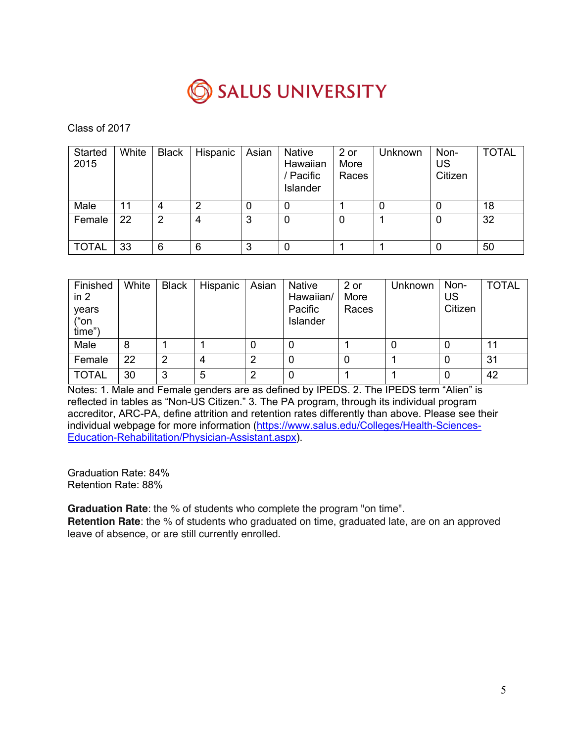# SALUS UNIVERSITY

Class of 2017

| Started 2015 | White | Black | Hispanic | Asian | Native Hawaiian / Pacific Islander | 2 or More Races | Unknown | Non-US Citizen | TOTAL |
|---|---|---|---|---|---|---|---|---|---|
| Male | 11 | 4 | 2 | 0 | 0 | 1 | 0 | 0 | 18 |
| Female | 22 | 2 | 4 | 3 | 0 | 0 | 1 | 0 | 32 |
| TOTAL | 33 | 6 | 6 | 3 | 0 | 1 | 1 | 0 | 50 |

| Finished in 2 years ("on time") | White | Black | Hispanic | Asian | Native Hawaiian/ Pacific Islander | 2 or More Races | Unknown | Non-US Citizen | TOTAL |
|---|---|---|---|---|---|---|---|---|---|
| Male | 8 | 1 | 1 | 0 | 0 | 1 | 0 | 0 | 11 |
| Female | 22 | 2 | 4 | 2 | 0 | 0 | 1 | 0 | 31 |
| TOTAL | 30 | 3 | 5 | 2 | 0 | 1 | 1 | 0 | 42 |

Notes: 1. Male and Female genders are as defined by IPEDS. 2. The IPEDS term "Alien" is reflected in tables as "Non-US Citizen." 3. The PA program, through its individual program accreditor, ARC-PA, define attrition and retention rates differently than above. Please see their individual webpage for more information (https://www.salus.edu/Colleges/Health-Sciences-Education-Rehabilitation/Physician-Assistant.aspx).

Graduation Rate: 84%
Retention Rate: 88%

**Graduation Rate**: the % of students who complete the program "on time".
**Retention Rate**: the % of students who graduated on time, graduated late, are on an approved leave of absence, or are still currently enrolled.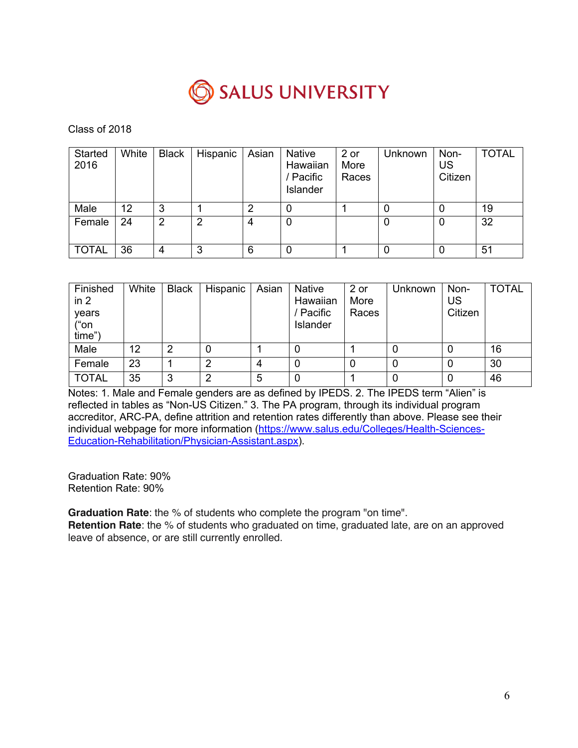SALUS UNIVERSITY

Class of 2018

| Started 2016 | White | Black | Hispanic | Asian | Native Hawaiian / Pacific Islander | 2 or More Races | Unknown | Non-US Citizen | TOTAL |
|---|---|---|---|---|---|---|---|---|---|
| Male | 12 | 3 | 1 | 2 | 0 | 1 | 0 | 0 | 19 |
| Female | 24 | 2 | 2 | 4 | 0 | | 0 | 0 | 32 |
| TOTAL | 36 | 4 | 3 | 6 | 0 | 1 | 0 | 0 | 51 |

| Finished in 2 years ("on time") | White | Black | Hispanic | Asian | Native Hawaiian / Pacific Islander | 2 or More Races | Unknown | Non-US Citizen | TOTAL |
|---|---|---|---|---|---|---|---|---|---|
| Male | 12 | 2 | 0 | 1 | 0 | 1 | 0 | 0 | 16 |
| Female | 23 | 1 | 2 | 4 | 0 | 0 | 0 | 0 | 30 |
| TOTAL | 35 | 3 | 2 | 5 | 0 | 1 | 0 | 0 | 46 |

Notes: 1. Male and Female genders are as defined by IPEDS. 2. The IPEDS term "Alien" is reflected in tables as "Non-US Citizen." 3. The PA program, through its individual program accreditor, ARC-PA, define attrition and retention rates differently than above. Please see their individual webpage for more information (https://www.salus.edu/Colleges/Health-Sciences-Education-Rehabilitation/Physician-Assistant.aspx).

Graduation Rate: 90%
Retention Rate: 90%

**Graduation Rate**: the % of students who complete the program "on time".
**Retention Rate**: the % of students who graduated on time, graduated late, are on an approved leave of absence, or are still currently enrolled.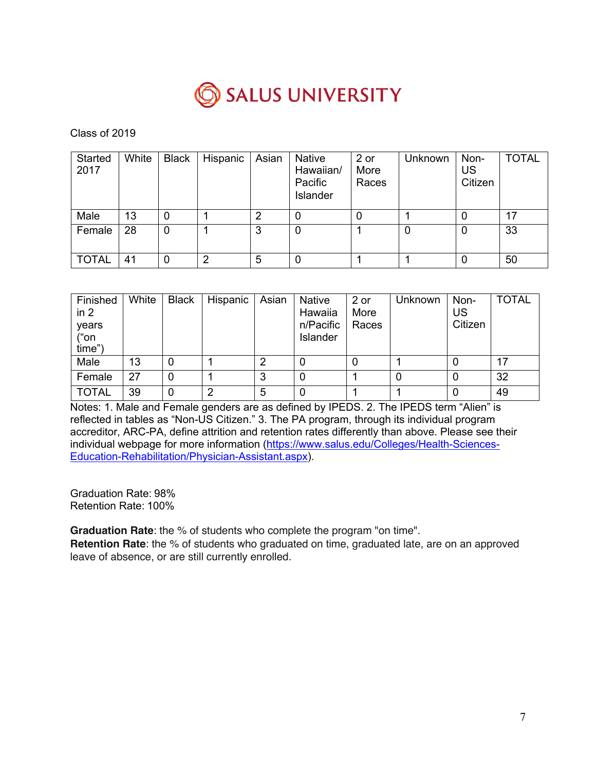# SALUS UNIVERSITY

Class of 2019

| Started 2017 | White | Black | Hispanic | Asian | Native Hawaiian/ Pacific Islander | 2 or More Races | Unknown | Non-US Citizen | TOTAL |
|---|---|---|---|---|---|---|---|---|---|
| Male | 13 | 0 | 1 | 2 | 0 | 0 | 1 | 0 | 17 |
| Female | 28 | 0 | 1 | 3 | 0 | 1 | 0 | 0 | 33 |
| TOTAL | 41 | 0 | 2 | 5 | 0 | 1 | 1 | 0 | 50 |

| Finished in 2 years ("on time") | White | Black | Hispanic | Asian | Native Hawaiian/Pacific Islander | 2 or More Races | Unknown | Non-US Citizen | TOTAL |
|---|---|---|---|---|---|---|---|---|---|
| Male | 13 | 0 | 1 | 2 | 0 | 0 | 1 | 0 | 17 |
| Female | 27 | 0 | 1 | 3 | 0 | 1 | 0 | 0 | 32 |
| TOTAL | 39 | 0 | 2 | 5 | 0 | 1 | 1 | 0 | 49 |

Notes: 1. Male and Female genders are as defined by IPEDS. 2. The IPEDS term "Alien" is reflected in tables as "Non-US Citizen." 3. The PA program, through its individual program accreditor, ARC-PA, define attrition and retention rates differently than above. Please see their individual webpage for more information (https://www.salus.edu/Colleges/Health-Sciences-Education-Rehabilitation/Physician-Assistant.aspx).

Graduation Rate: 98%
Retention Rate: 100%

**Graduation Rate**: the % of students who complete the program "on time".
**Retention Rate**: the % of students who graduated on time, graduated late, are on an approved leave of absence, or are still currently enrolled.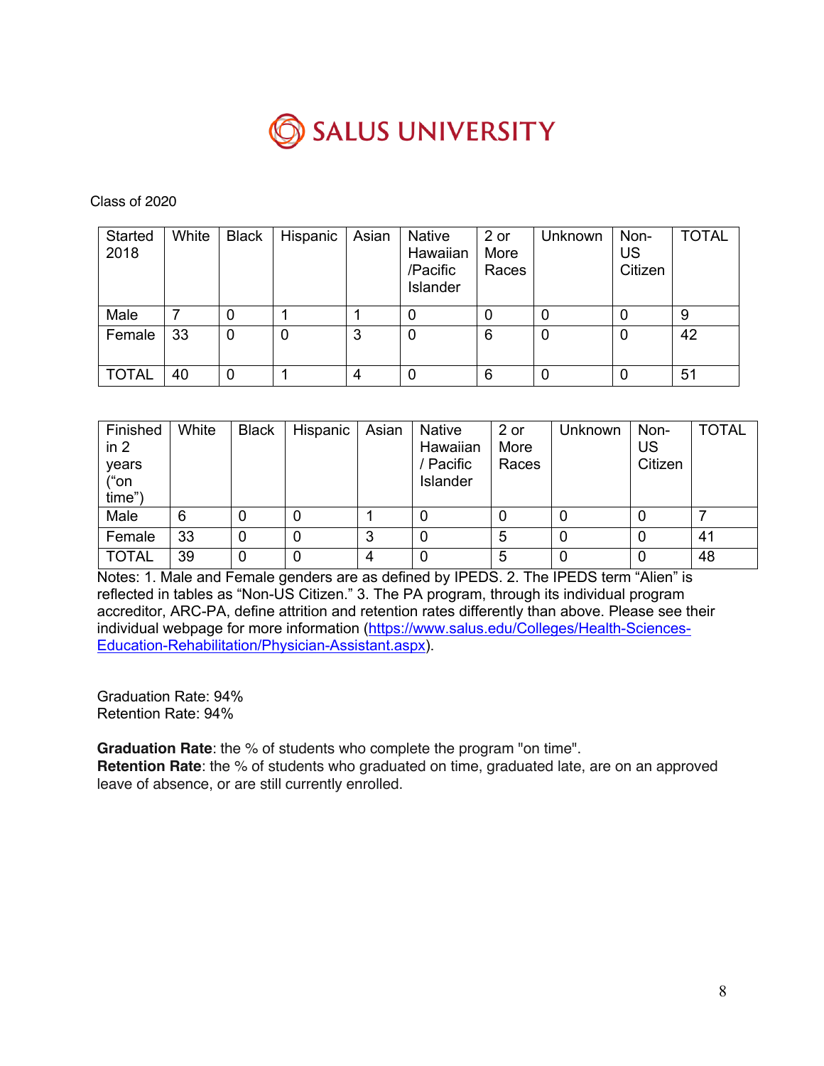# SALUS UNIVERSITY

Class of 2020

| Started 2018 | White | Black | Hispanic | Asian | Native Hawaiian /Pacific Islander | 2 or More Races | Unknown | Non-US Citizen | TOTAL |
|---|---|---|---|---|---|---|---|---|---|
| Male | 7 | 0 | 1 | 1 | 0 | 0 | 0 | 0 | 9 |
| Female | 33 | 0 | 0 | 3 | 0 | 6 | 0 | 0 | 42 |
| TOTAL | 40 | 0 | 1 | 4 | 0 | 6 | 0 | 0 | 51 |

| Finished in 2 years ("on time") | White | Black | Hispanic | Asian | Native Hawaiian / Pacific Islander | 2 or More Races | Unknown | Non-US Citizen | TOTAL |
|---|---|---|---|---|---|---|---|---|---|
| Male | 6 | 0 | 0 | 1 | 0 | 0 | 0 | 0 | 7 |
| Female | 33 | 0 | 0 | 3 | 0 | 5 | 0 | 0 | 41 |
| TOTAL | 39 | 0 | 0 | 4 | 0 | 5 | 0 | 0 | 48 |

Notes: 1. Male and Female genders are as defined by IPEDS. 2. The IPEDS term "Alien" is reflected in tables as "Non-US Citizen." 3. The PA program, through its individual program accreditor, ARC-PA, define attrition and retention rates differently than above. Please see their individual webpage for more information (https://www.salus.edu/Colleges/Health-Sciences-Education-Rehabilitation/Physician-Assistant.aspx).

Graduation Rate: 94%
Retention Rate: 94%

**Graduation Rate**: the % of students who complete the program "on time".
**Retention Rate**: the % of students who graduated on time, graduated late, are on an approved leave of absence, or are still currently enrolled.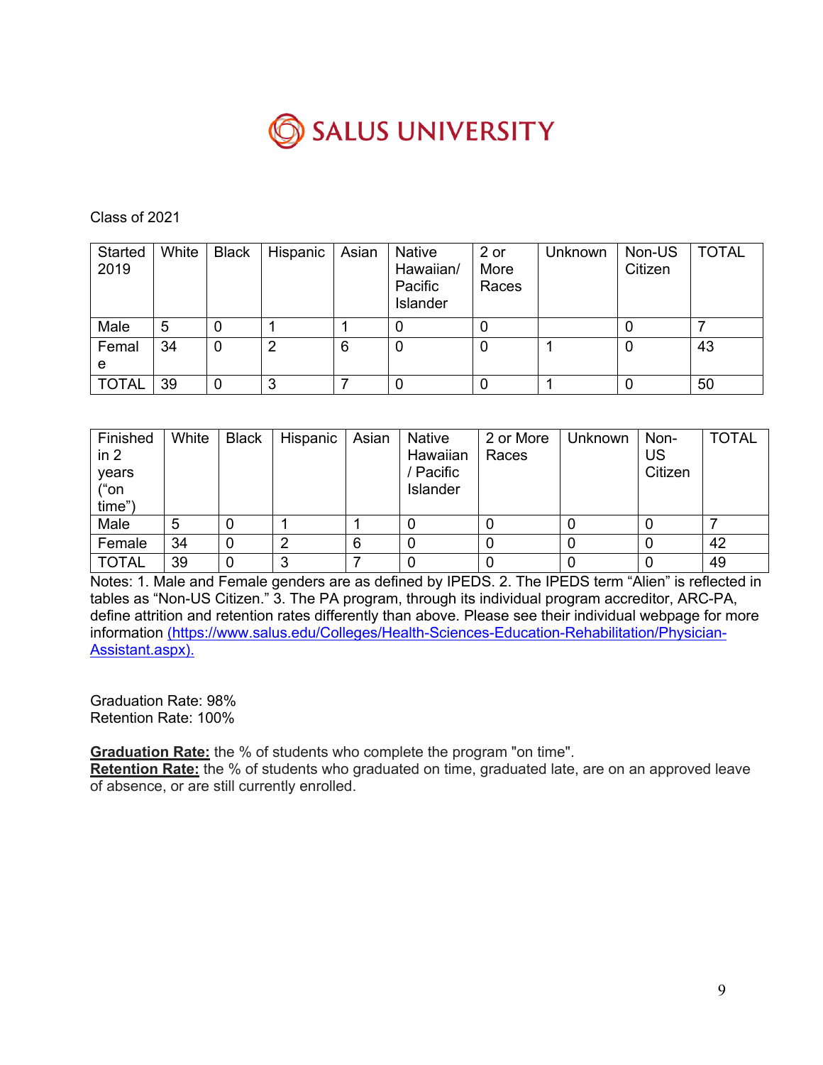SALUS UNIVERSITY

Class of 2021

| Started 2019 | White | Black | Hispanic | Asian | Native Hawaiian/ Pacific Islander | 2 or More Races | Unknown | Non-US Citizen | TOTAL |
|---|---|---|---|---|---|---|---|---|---|
| Male | 5 | 0 | 1 | 1 | 0 | 0 | | 0 | 7 |
| Female | 34 | 0 | 2 | 6 | 0 | 0 | 1 | 0 | 43 |
| TOTAL | 39 | 0 | 3 | 7 | 0 | 0 | 1 | 0 | 50 |

| Finished in 2 years ("on time") | White | Black | Hispanic | Asian | Native Hawaiian / Pacific Islander | 2 or More Races | Unknown | Non-US Citizen | TOTAL |
|---|---|---|---|---|---|---|---|---|---|
| Male | 5 | 0 | 1 | 1 | 0 | 0 | 0 | 0 | 7 |
| Female | 34 | 0 | 2 | 6 | 0 | 0 | 0 | 0 | 42 |
| TOTAL | 39 | 0 | 3 | 7 | 0 | 0 | 0 | 0 | 49 |

Notes: 1. Male and Female genders are as defined by IPEDS. 2. The IPEDS term "Alien" is reflected in tables as "Non-US Citizen." 3. The PA program, through its individual program accreditor, ARC-PA, define attrition and retention rates differently than above. Please see their individual webpage for more information (https://www.salus.edu/Colleges/Health-Sciences-Education-Rehabilitation/Physician-Assistant.aspx).

Graduation Rate: 98%
Retention Rate: 100%

**Graduation Rate:** the % of students who complete the program "on time".
**Retention Rate:** the % of students who graduated on time, graduated late, are on an approved leave of absence, or are still currently enrolled.